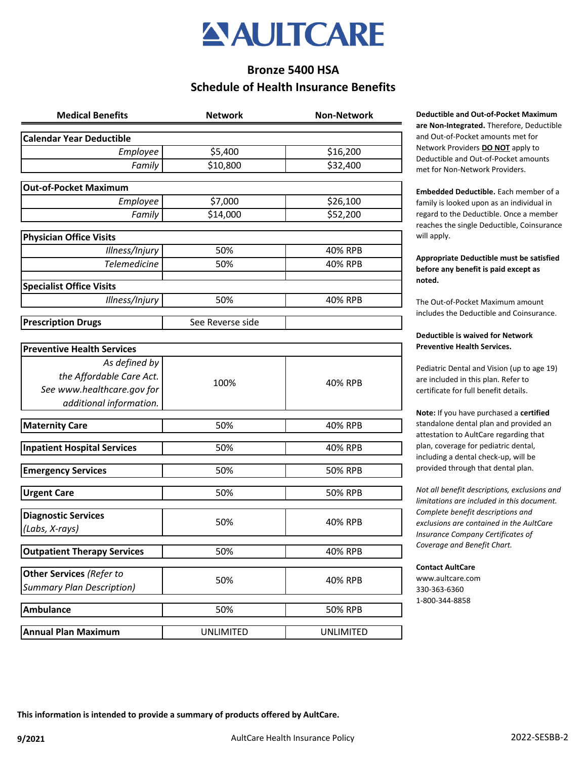# AULTCARE

## Bronze 5400 HSA
## Schedule of Health Insurance Benefits

| Medical Benefits | Network | Non-Network |
|---|---|---|
| **Calendar Year Deductible** | | |
| *Employee* | $5,400 | $16,200 |
| *Family* | $10,800 | $32,400 |
| **Out-of-Pocket Maximum** | | |
| *Employee* | $7,000 | $26,100 |
| *Family* | $14,000 | $52,200 |
| **Physician Office Visits** | | |
| *Illness/Injury* | 50% | 40% RPB |
| *Telemedicine* | 50% | 40% RPB |
| | | |
| **Specialist Office Visits** | | |
| *Illness/Injury* | 50% | 40% RPB |
| **Prescription Drugs** | See Reverse side | |
| **Preventive Health Services** | | |
| *As defined by the Affordable Care Act. See www.healthcare.gov for additional information.* | 100% | 40% RPB |
| **Maternity Care** | 50% | 40% RPB |
| **Inpatient Hospital Services** | 50% | 40% RPB |
| **Emergency Services** | 50% | 50% RPB |
| **Urgent Care** | 50% | 50% RPB |
| **Diagnostic Services** *(Labs, X-rays)* | 50% | 40% RPB |
| **Outpatient Therapy Services** | 50% | 40% RPB |
| **Other Services** *(Refer to Summary Plan Description)* | 50% | 40% RPB |
| **Ambulance** | 50% | 50% RPB |
| **Annual Plan Maximum** | UNLIMITED | UNLIMITED |

**Deductible and Out-of-Pocket Maximum are Non-Integrated.** Therefore, Deductible and Out-of-Pocket amounts met for Network Providers **DO NOT** apply to Deductible and Out-of-Pocket amounts met for Non-Network Providers.

**Embedded Deductible.** Each member of a family is looked upon as an individual in regard to the Deductible. Once a member reaches the single Deductible, Coinsurance will apply.

**Appropriate Deductible must be satisfied before any benefit is paid except as noted.**

The Out-of-Pocket Maximum amount includes the Deductible and Coinsurance.

**Deductible is waived for Network Preventive Health Services.**

Pediatric Dental and Vision (up to age 19) are included in this plan. Refer to certificate for full benefit details.

**Note:** If you have purchased a **certified** standalone dental plan and provided an attestation to AultCare regarding that plan, coverage for pediatric dental, including a dental check-up, will be provided through that dental plan.

*Not all benefit descriptions, exclusions and limitations are included in this document. Complete benefit descriptions and exclusions are contained in the AultCare Insurance Company Certificates of Coverage and Benefit Chart.*

**Contact AultCare**
www.aultcare.com
330-363-6360
1-800-344-8858

**This information is intended to provide a summary of products offered by AultCare.**

**9/2021** AultCare Health Insurance Policy 2022-SESBB-2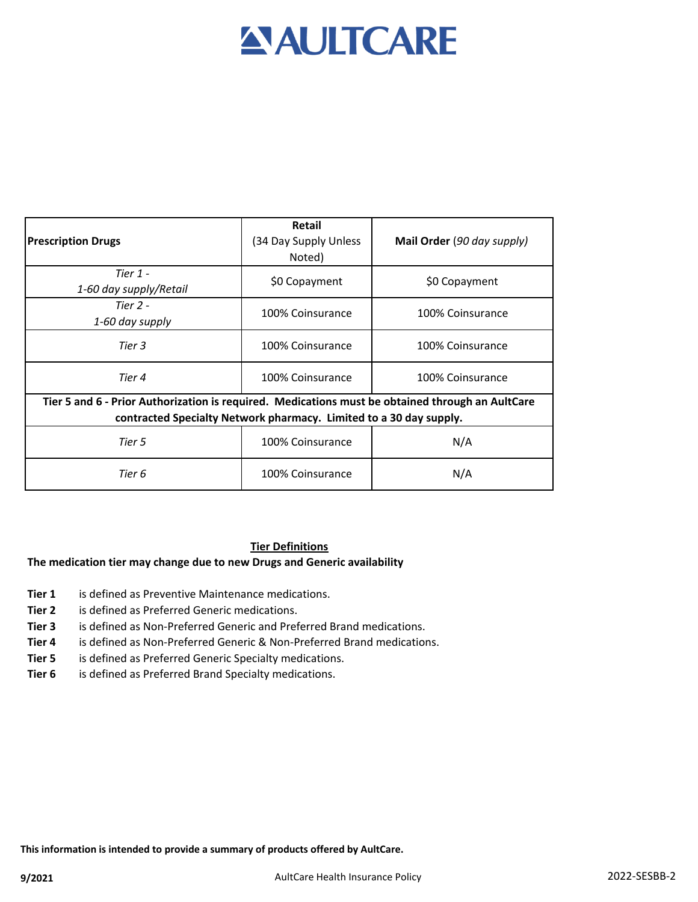# AULTCARE

| **Prescription Drugs** | **Retail** (34 Day Supply Unless Noted) | **Mail Order** (*90 day supply*) |
|---|---|---|
| *Tier 1 - 1-60 day supply/Retail* | $0 Copayment | $0 Copayment |
| *Tier 2 - 1-60 day supply* | 100% Coinsurance | 100% Coinsurance |
| *Tier 3* | 100% Coinsurance | 100% Coinsurance |
| *Tier 4* | 100% Coinsurance | 100% Coinsurance |
| **Tier 5 and 6 - Prior Authorization is required. Medications must be obtained through an AultCare contracted Specialty Network pharmacy. Limited to a 30 day supply.** | | |
| *Tier 5* | 100% Coinsurance | N/A |
| *Tier 6* | 100% Coinsurance | N/A |

## Tier Definitions

**The medication tier may change due to new Drugs and Generic availability**

- **Tier 1** is defined as Preventive Maintenance medications.
- **Tier 2** is defined as Preferred Generic medications.
- **Tier 3** is defined as Non-Preferred Generic and Preferred Brand medications.
- **Tier 4** is defined as Non-Preferred Generic & Non-Preferred Brand medications.
- **Tier 5** is defined as Preferred Generic Specialty medications.
- **Tier 6** is defined as Preferred Brand Specialty medications.

**This information is intended to provide a summary of products offered by AultCare.**

**9/2021** AultCare Health Insurance Policy 2022-SESBB-2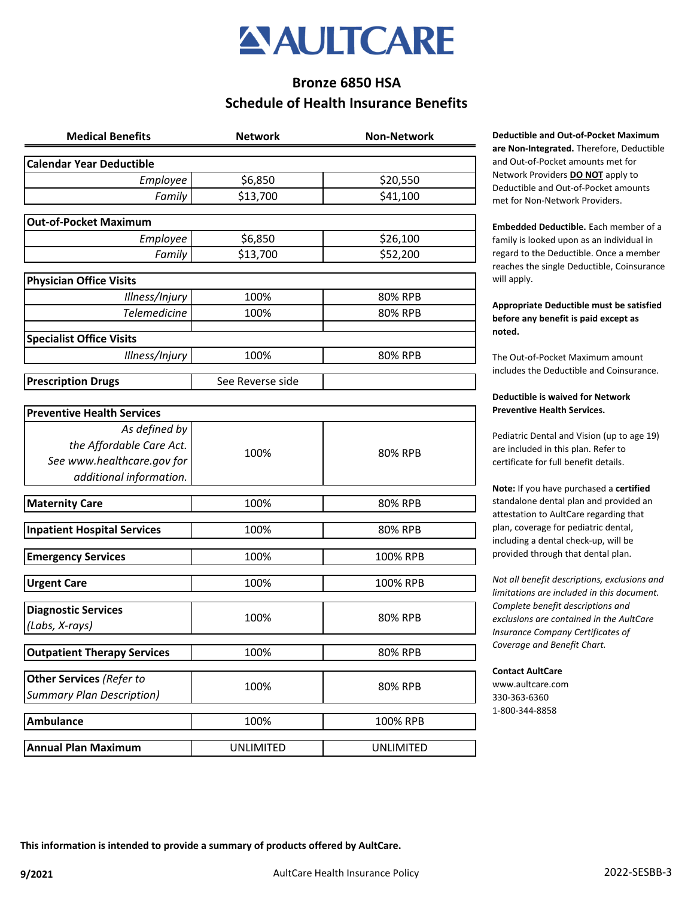# AULTCARE

## Bronze 6850 HSA
## Schedule of Health Insurance Benefits

| Medical Benefits | Network | Non-Network |
|---|---|---|
| **Calendar Year Deductible** | | |
| *Employee* | $6,850 | $20,550 |
| *Family* | $13,700 | $41,100 |
| **Out-of-Pocket Maximum** | | |
| *Employee* | $6,850 | $26,100 |
| *Family* | $13,700 | $52,200 |
| **Physician Office Visits** | | |
| *Illness/Injury* | 100% | 80% RPB |
| *Telemedicine* | 100% | 80% RPB |
| **Specialist Office Visits** | | |
| *Illness/Injury* | 100% | 80% RPB |
| **Prescription Drugs** | See Reverse side | |
| **Preventive Health Services** | | |
| *As defined by the Affordable Care Act. See www.healthcare.gov for additional information.* | 100% | 80% RPB |
| **Maternity Care** | 100% | 80% RPB |
| **Inpatient Hospital Services** | 100% | 80% RPB |
| **Emergency Services** | 100% | 100% RPB |
| **Urgent Care** | 100% | 100% RPB |
| **Diagnostic Services** *(Labs, X-rays)* | 100% | 80% RPB |
| **Outpatient Therapy Services** | 100% | 80% RPB |
| **Other Services** *(Refer to Summary Plan Description)* | 100% | 80% RPB |
| **Ambulance** | 100% | 100% RPB |
| **Annual Plan Maximum** | UNLIMITED | UNLIMITED |

**Deductible and Out-of-Pocket Maximum are Non-Integrated.** Therefore, Deductible and Out-of-Pocket amounts met for Network Providers **DO NOT** apply to Deductible and Out-of-Pocket amounts met for Non-Network Providers.

**Embedded Deductible.** Each member of a family is looked upon as an individual in regard to the Deductible. Once a member reaches the single Deductible, Coinsurance will apply.

**Appropriate Deductible must be satisfied before any benefit is paid except as noted.**

The Out-of-Pocket Maximum amount includes the Deductible and Coinsurance.

**Deductible is waived for Network Preventive Health Services.**

Pediatric Dental and Vision (up to age 19) are included in this plan. Refer to certificate for full benefit details.

**Note:** If you have purchased a **certified** standalone dental plan and provided an attestation to AultCare regarding that plan, coverage for pediatric dental, including a dental check-up, will be provided through that dental plan.

*Not all benefit descriptions, exclusions and limitations are included in this document. Complete benefit descriptions and exclusions are contained in the AultCare Insurance Company Certificates of Coverage and Benefit Chart.*

**Contact AultCare**
www.aultcare.com
330-363-6360
1-800-344-8858

**This information is intended to provide a summary of products offered by AultCare.**

**9/2021** AultCare Health Insurance Policy 2022-SESBB-3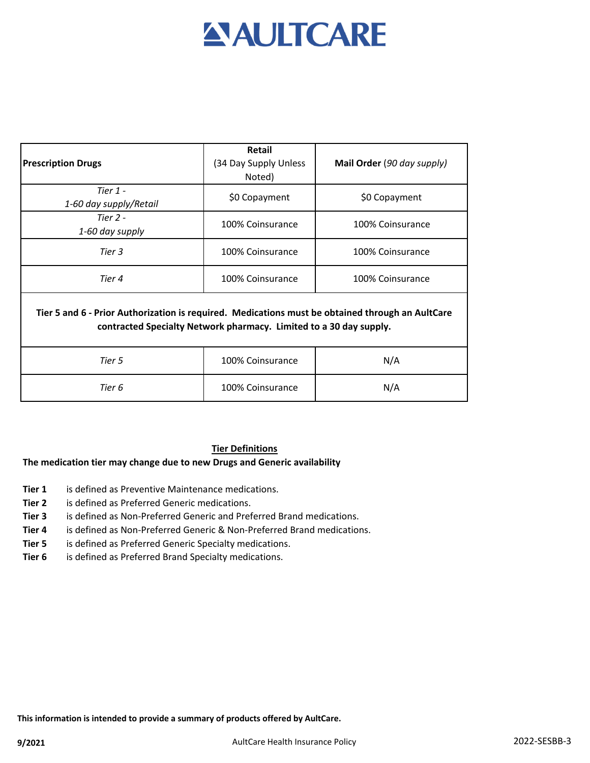# AULTCARE

| **Prescription Drugs** | **Retail** (34 Day Supply Unless Noted) | **Mail Order** (*90 day supply*) |
|---|---|---|
| *Tier 1 - 1-60 day supply/Retail* | $0 Copayment | $0 Copayment |
| *Tier 2 - 1-60 day supply* | 100% Coinsurance | 100% Coinsurance |
| *Tier 3* | 100% Coinsurance | 100% Coinsurance |
| *Tier 4* | 100% Coinsurance | 100% Coinsurance |
| **Tier 5 and 6 - Prior Authorization is required. Medications must be obtained through an AultCare contracted Specialty Network pharmacy. Limited to a 30 day supply.** | | |
| *Tier 5* | 100% Coinsurance | N/A |
| *Tier 6* | 100% Coinsurance | N/A |

## Tier Definitions

**The medication tier may change due to new Drugs and Generic availability**

- **Tier 1** is defined as Preventive Maintenance medications.
- **Tier 2** is defined as Preferred Generic medications.
- **Tier 3** is defined as Non-Preferred Generic and Preferred Brand medications.
- **Tier 4** is defined as Non-Preferred Generic & Non-Preferred Brand medications.
- **Tier 5** is defined as Preferred Generic Specialty medications.
- **Tier 6** is defined as Preferred Brand Specialty medications.

**This information is intended to provide a summary of products offered by AultCare.**

**9/2021** AultCare Health Insurance Policy 2022-SESBB-3